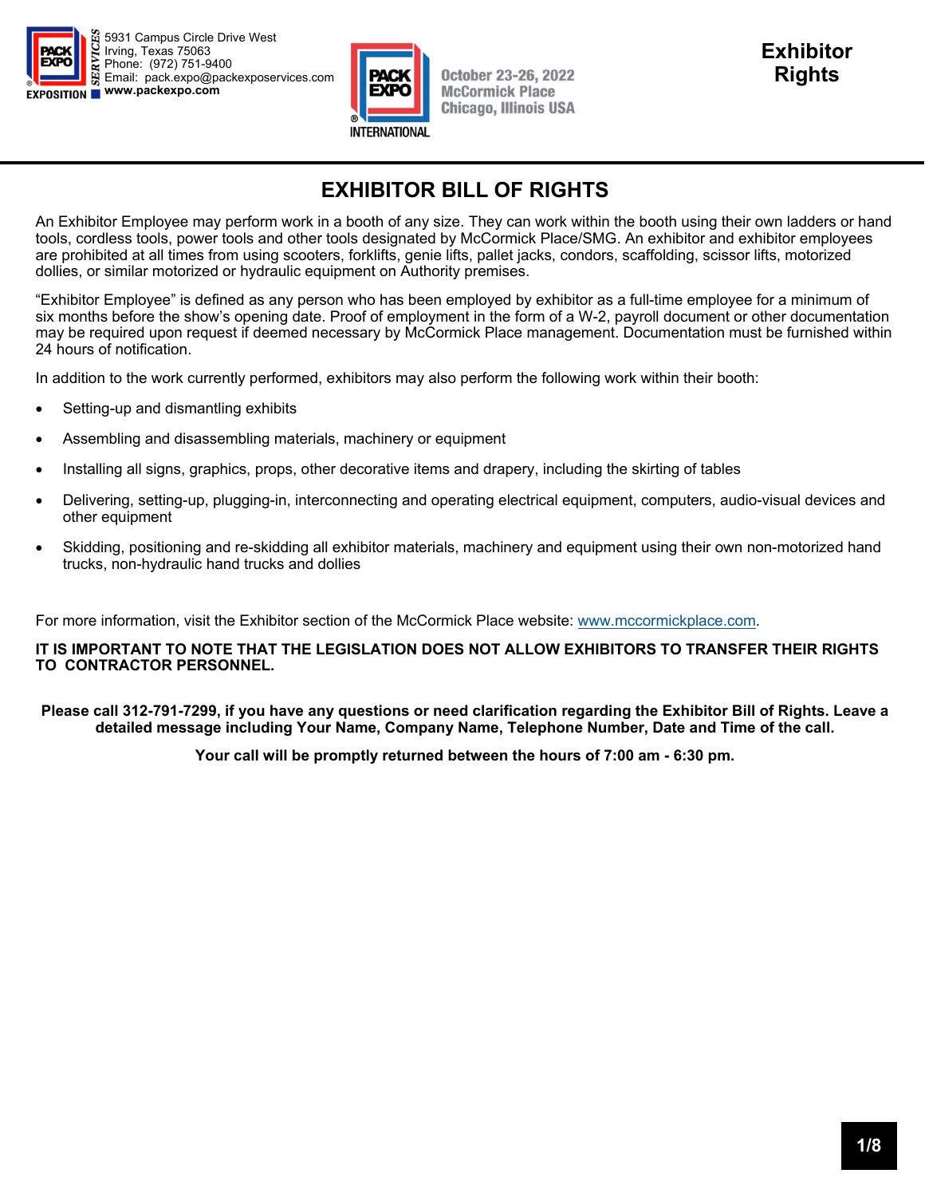5931 Campus Circle Drive West
Irving, Texas 75063
Phone: (972) 751-9400
Email: pack.expo@packexposervices.com
**www.packexpo.com**

October 23-26, 2022
McCormick Place
Chicago, Illinois USA

**Exhibitor Rights**

# EXHIBITOR BILL OF RIGHTS

An Exhibitor Employee may perform work in a booth of any size. They can work within the booth using their own ladders or hand tools, cordless tools, power tools and other tools designated by McCormick Place/SMG. An exhibitor and exhibitor employees are prohibited at all times from using scooters, forklifts, genie lifts, pallet jacks, condors, scaffolding, scissor lifts, motorized dollies, or similar motorized or hydraulic equipment on Authority premises.

"Exhibitor Employee" is defined as any person who has been employed by exhibitor as a full-time employee for a minimum of six months before the show's opening date. Proof of employment in the form of a W-2, payroll document or other documentation may be required upon request if deemed necessary by McCormick Place management. Documentation must be furnished within 24 hours of notification.

In addition to the work currently performed, exhibitors may also perform the following work within their booth:

- Setting-up and dismantling exhibits
- Assembling and disassembling materials, machinery or equipment
- Installing all signs, graphics, props, other decorative items and drapery, including the skirting of tables
- Delivering, setting-up, plugging-in, interconnecting and operating electrical equipment, computers, audio-visual devices and other equipment
- Skidding, positioning and re-skidding all exhibitor materials, machinery and equipment using their own non-motorized hand trucks, non-hydraulic hand trucks and dollies

For more information, visit the Exhibitor section of the McCormick Place website: www.mccormickplace.com.

**IT IS IMPORTANT TO NOTE THAT THE LEGISLATION DOES NOT ALLOW EXHIBITORS TO TRANSFER THEIR RIGHTS TO CONTRACTOR PERSONNEL.**

**Please call 312-791-7299, if you have any questions or need clarification regarding the Exhibitor Bill of Rights. Leave a detailed message including Your Name, Company Name, Telephone Number, Date and Time of the call.**

**Your call will be promptly returned between the hours of 7:00 am - 6:30 pm.**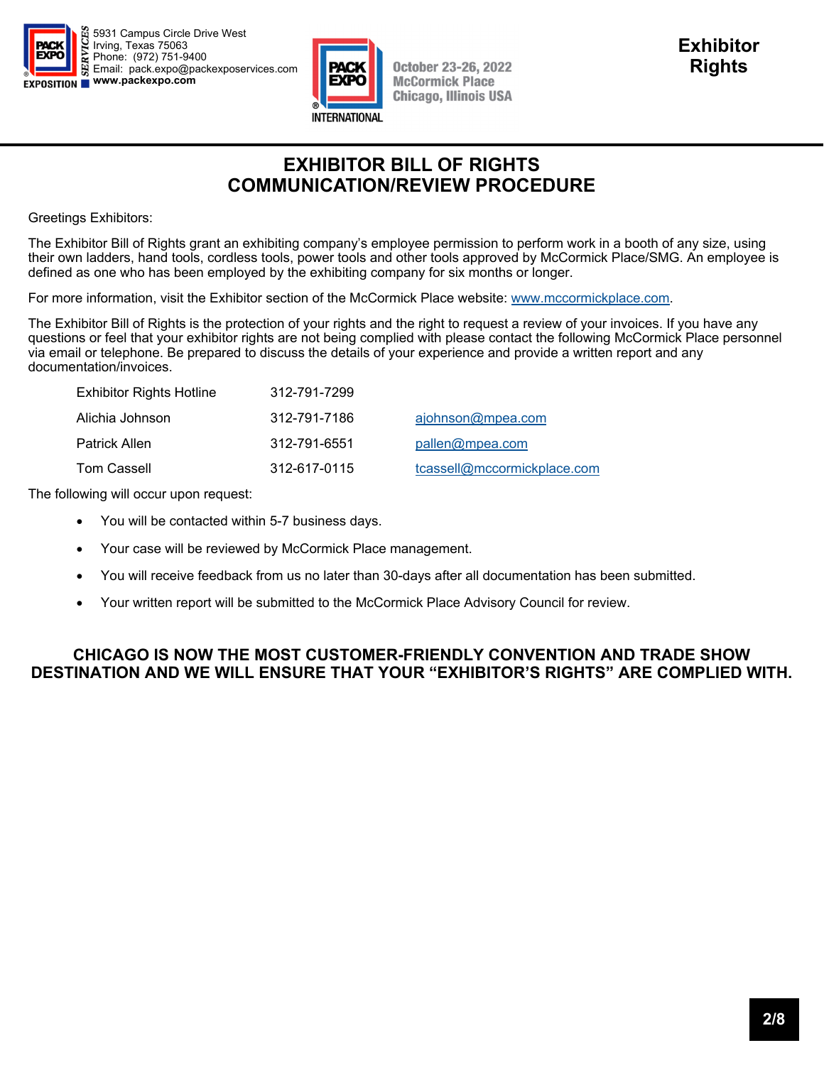5931 Campus Circle Drive West
Irving, Texas 75063
Phone: (972) 751-9400
Email: pack.expo@packexposervices.com
www.packexpo.com

October 23-26, 2022
McCormick Place
Chicago, Illinois USA

**Exhibitor Rights**

# EXHIBITOR BILL OF RIGHTS
# COMMUNICATION/REVIEW PROCEDURE

Greetings Exhibitors:

The Exhibitor Bill of Rights grant an exhibiting company's employee permission to perform work in a booth of any size, using their own ladders, hand tools, cordless tools, power tools and other tools approved by McCormick Place/SMG. An employee is defined as one who has been employed by the exhibiting company for six months or longer.

For more information, visit the Exhibitor section of the McCormick Place website: www.mccormickplace.com.

The Exhibitor Bill of Rights is the protection of your rights and the right to request a review of your invoices. If you have any questions or feel that your exhibitor rights are not being complied with please contact the following McCormick Place personnel via email or telephone. Be prepared to discuss the details of your experience and provide a written report and any documentation/invoices.

| | | |
|---|---|---|
| Exhibitor Rights Hotline | 312-791-7299 | |
| Alichia Johnson | 312-791-7186 | ajohnson@mpea.com |
| Patrick Allen | 312-791-6551 | pallen@mpea.com |
| Tom Cassell | 312-617-0115 | tcassell@mccormickplace.com |

The following will occur upon request:

- You will be contacted within 5-7 business days.
- Your case will be reviewed by McCormick Place management.
- You will receive feedback from us no later than 30-days after all documentation has been submitted.
- Your written report will be submitted to the McCormick Place Advisory Council for review.

**CHICAGO IS NOW THE MOST CUSTOMER-FRIENDLY CONVENTION AND TRADE SHOW DESTINATION AND WE WILL ENSURE THAT YOUR "EXHIBITOR'S RIGHTS" ARE COMPLIED WITH.**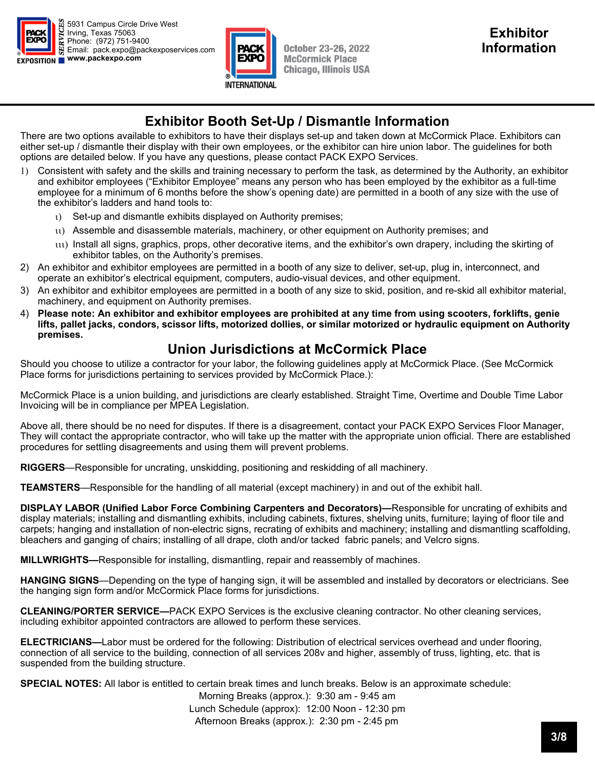# Exhibitor Information

# Exhibitor Booth Set-Up / Dismantle Information

There are two options available to exhibitors to have their displays set-up and taken down at McCormick Place. Exhibitors can either set-up / dismantle their display with their own employees, or the exhibitor can hire union labor. The guidelines for both options are detailed below. If you have any questions, please contact PACK EXPO Services.

1) Consistent with safety and the skills and training necessary to perform the task, as determined by the Authority, an exhibitor and exhibitor employees ("Exhibitor Employee" means any person who has been employed by the exhibitor as a full-time employee for a minimum of 6 months before the show's opening date) are permitted in a booth of any size with the use of the exhibitor's ladders and hand tools to:
   i) Set-up and dismantle exhibits displayed on Authority premises;
   ii) Assemble and disassemble materials, machinery, or other equipment on Authority premises; and
   iii) Install all signs, graphics, props, other decorative items, and the exhibitor's own drapery, including the skirting of exhibitor tables, on the Authority's premises.
2) An exhibitor and exhibitor employees are permitted in a booth of any size to deliver, set-up, plug in, interconnect, and operate an exhibitor's electrical equipment, computers, audio-visual devices, and other equipment.
3) An exhibitor and exhibitor employees are permitted in a booth of any size to skid, position, and re-skid all exhibitor material, machinery, and equipment on Authority premises.
4) **Please note: An exhibitor and exhibitor employees are prohibited at any time from using scooters, forklifts, genie lifts, pallet jacks, condors, scissor lifts, motorized dollies, or similar motorized or hydraulic equipment on Authority premises.**

## Union Jurisdictions at McCormick Place

Should you choose to utilize a contractor for your labor, the following guidelines apply at McCormick Place. (See McCormick Place forms for jurisdictions pertaining to services provided by McCormick Place.):

McCormick Place is a union building, and jurisdictions are clearly established. Straight Time, Overtime and Double Time Labor Invoicing will be in compliance per MPEA Legislation.

Above all, there should be no need for disputes. If there is a disagreement, contact your PACK EXPO Services Floor Manager, They will contact the appropriate contractor, who will take up the matter with the appropriate union official. There are established procedures for settling disagreements and using them will prevent problems.

**RIGGERS**—Responsible for uncrating, unskidding, positioning and reskidding of all machinery.

**TEAMSTERS**—Responsible for the handling of all material (except machinery) in and out of the exhibit hall.

**DISPLAY LABOR (Unified Labor Force Combining Carpenters and Decorators)—**Responsible for uncrating of exhibits and display materials; installing and dismantling exhibits, including cabinets, fixtures, shelving units, furniture; laying of floor tile and carpets; hanging and installation of non-electric signs, recrating of exhibits and machinery; installing and dismantling scaffolding, bleachers and ganging of chairs; installing of all drape, cloth and/or tacked fabric panels; and Velcro signs.

**MILLWRIGHTS—**Responsible for installing, dismantling, repair and reassembly of machines.

**HANGING SIGNS**—Depending on the type of hanging sign, it will be assembled and installed by decorators or electricians. See the hanging sign form and/or McCormick Place forms for jurisdictions.

**CLEANING/PORTER SERVICE—**PACK EXPO Services is the exclusive cleaning contractor. No other cleaning services, including exhibitor appointed contractors are allowed to perform these services.

**ELECTRICIANS—**Labor must be ordered for the following: Distribution of electrical services overhead and under flooring, connection of all service to the building, connection of all services 208v and higher, assembly of truss, lighting, etc. that is suspended from the building structure.

**SPECIAL NOTES:** All labor is entitled to certain break times and lunch breaks. Below is an approximate schedule:

Morning Breaks (approx.): 9:30 am - 9:45 am
Lunch Schedule (approx): 12:00 Noon - 12:30 pm
Afternoon Breaks (approx.): 2:30 pm - 2:45 pm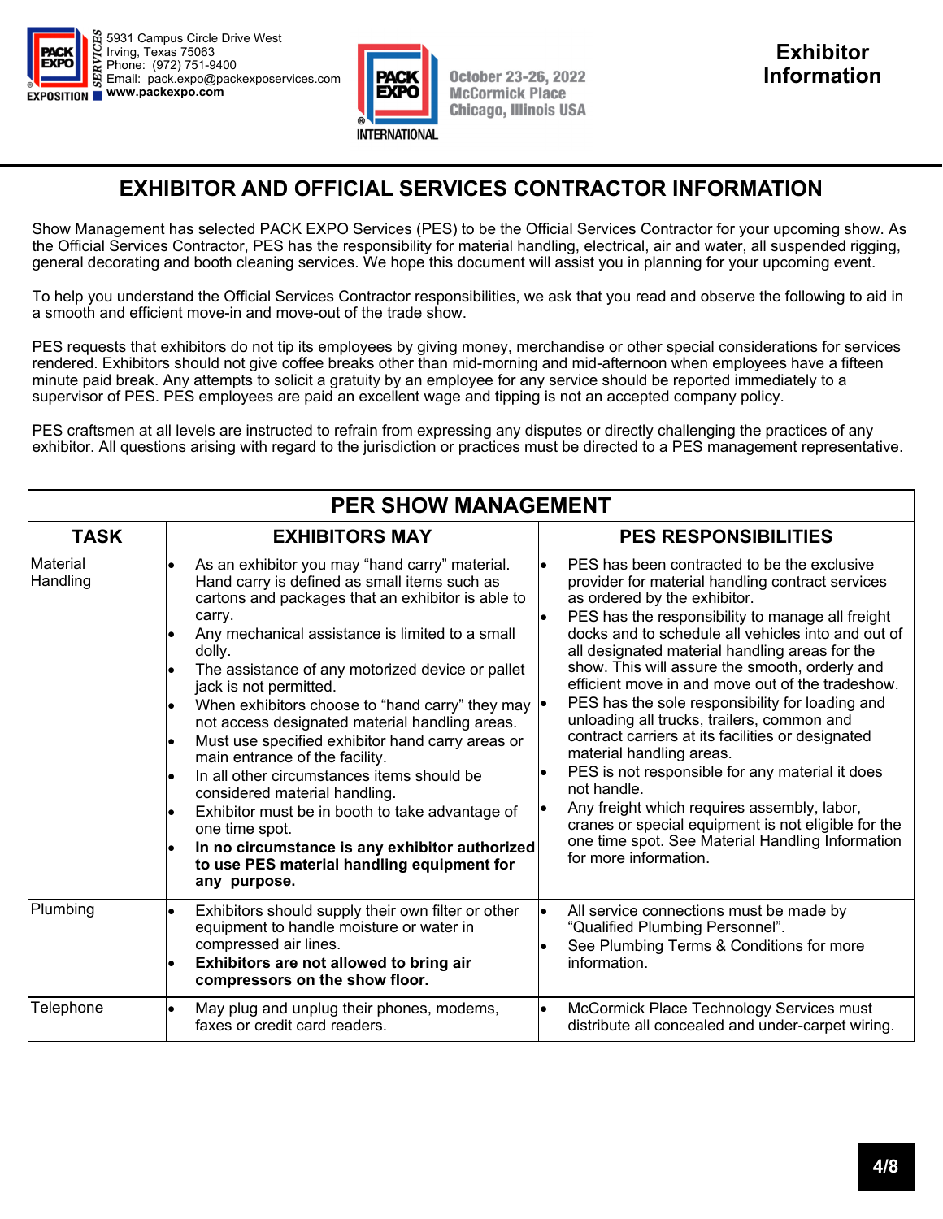5931 Campus Circle Drive West
Irving, Texas 75063
Phone: (972) 751-9400
Email: pack.expo@packexposervices.com
**www.packexpo.com**

October 23-26, 2022
McCormick Place
Chicago, Illinois USA

**Exhibitor Information**

## EXHIBITOR AND OFFICIAL SERVICES CONTRACTOR INFORMATION

Show Management has selected PACK EXPO Services (PES) to be the Official Services Contractor for your upcoming show. As the Official Services Contractor, PES has the responsibility for material handling, electrical, air and water, all suspended rigging, general decorating and booth cleaning services. We hope this document will assist you in planning for your upcoming event.

To help you understand the Official Services Contractor responsibilities, we ask that you read and observe the following to aid in a smooth and efficient move-in and move-out of the trade show.

PES requests that exhibitors do not tip its employees by giving money, merchandise or other special considerations for services rendered. Exhibitors should not give coffee breaks other than mid-morning and mid-afternoon when employees have a fifteen minute paid break. Any attempts to solicit a gratuity by an employee for any service should be reported immediately to a supervisor of PES. PES employees are paid an excellent wage and tipping is not an accepted company policy.

PES craftsmen at all levels are instructed to refrain from expressing any disputes or directly challenging the practices of any exhibitor. All questions arising with regard to the jurisdiction or practices must be directed to a PES management representative.

| PER SHOW MANAGEMENT | | |
|---|---|---|
| **TASK** | **EXHIBITORS MAY** | **PES RESPONSIBILITIES** |
| Material Handling | • As an exhibitor you may "hand carry" material. Hand carry is defined as small items such as cartons and packages that an exhibitor is able to carry.<br>• Any mechanical assistance is limited to a small dolly.<br>• The assistance of any motorized device or pallet jack is not permitted.<br>• When exhibitors choose to "hand carry" they may not access designated material handling areas.<br>• Must use specified exhibitor hand carry areas or main entrance of the facility.<br>• In all other circumstances items should be considered material handling.<br>• Exhibitor must be in booth to take advantage of one time spot.<br>• **In no circumstance is any exhibitor authorized to use PES material handling equipment for any purpose.** | • PES has been contracted to be the exclusive provider for material handling contract services as ordered by the exhibitor.<br>• PES has the responsibility to manage all freight docks and to schedule all vehicles into and out of all designated material handling areas for the show. This will assure the smooth, orderly and efficient move in and move out of the tradeshow.<br>• PES has the sole responsibility for loading and unloading all trucks, trailers, common and contract carriers at its facilities or designated material handling areas.<br>• PES is not responsible for any material it does not handle.<br>• Any freight which requires assembly, labor, cranes or special equipment is not eligible for the one time spot. See Material Handling Information for more information. |
| Plumbing | • Exhibitors should supply their own filter or other equipment to handle moisture or water in compressed air lines.<br>• **Exhibitors are not allowed to bring air compressors on the show floor.** | • All service connections must be made by "Qualified Plumbing Personnel".<br>• See Plumbing Terms & Conditions for more information. |
| Telephone | • May plug and unplug their phones, modems, faxes or credit card readers. | • McCormick Place Technology Services must distribute all concealed and under-carpet wiring. |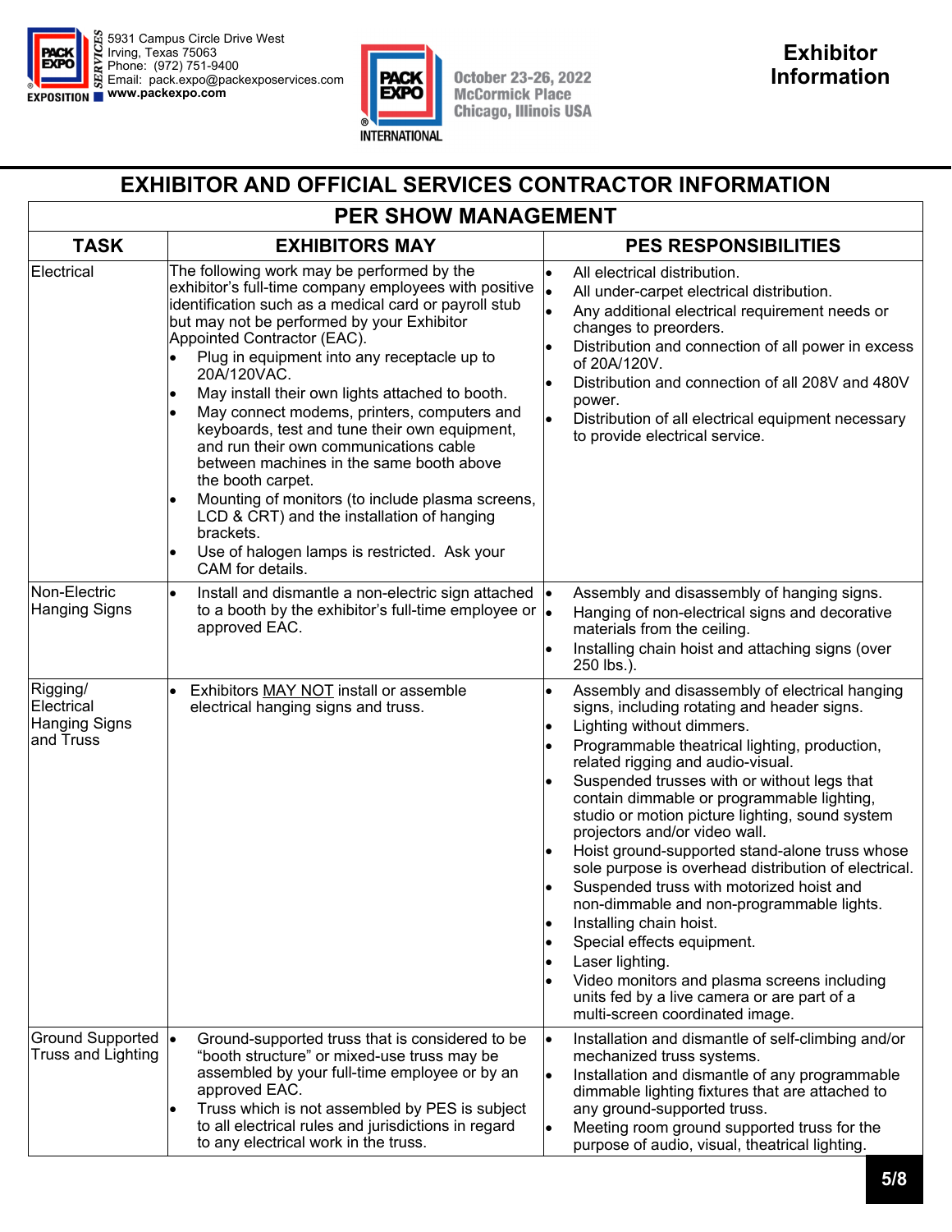5931 Campus Circle Drive West
Irving, Texas 75063
Phone: (972) 751-9400
Email: pack.expo@packexposervices.com
www.packexpo.com

October 23-26, 2022
McCormick Place
Chicago, Illinois USA

# Exhibitor Information

## EXHIBITOR AND OFFICIAL SERVICES CONTRACTOR INFORMATION

## PER SHOW MANAGEMENT

| TASK | EXHIBITORS MAY | PES RESPONSIBILITIES |
|---|---|---|
| Electrical | The following work may be performed by the exhibitor's full-time company employees with positive identification such as a medical card or payroll stub but may not be performed by your Exhibitor Appointed Contractor (EAC).<br>• Plug in equipment into any receptacle up to 20A/120VAC.<br>• May install their own lights attached to booth.<br>• May connect modems, printers, computers and keyboards, test and tune their own equipment, and run their own communications cable between machines in the same booth above the booth carpet.<br>• Mounting of monitors (to include plasma screens, LCD & CRT) and the installation of hanging brackets.<br>• Use of halogen lamps is restricted. Ask your CAM for details. | • All electrical distribution.<br>• All under-carpet electrical distribution.<br>• Any additional electrical requirement needs or changes to preorders.<br>• Distribution and connection of all power in excess of 20A/120V.<br>• Distribution and connection of all 208V and 480V power.<br>• Distribution of all electrical equipment necessary to provide electrical service. |
| Non-Electric Hanging Signs | • Install and dismantle a non-electric sign attached to a booth by the exhibitor's full-time employee or approved EAC. | • Assembly and disassembly of hanging signs.<br>• Hanging of non-electrical signs and decorative materials from the ceiling.<br>• Installing chain hoist and attaching signs (over 250 lbs.). |
| Rigging/ Electrical Hanging Signs and Truss | • Exhibitors <u>MAY NOT</u> install or assemble electrical hanging signs and truss. | • Assembly and disassembly of electrical hanging signs, including rotating and header signs.<br>• Lighting without dimmers.<br>• Programmable theatrical lighting, production, related rigging and audio-visual.<br>• Suspended trusses with or without legs that contain dimmable or programmable lighting, studio or motion picture lighting, sound system projectors and/or video wall.<br>• Hoist ground-supported stand-alone truss whose sole purpose is overhead distribution of electrical.<br>• Suspended truss with motorized hoist and non-dimmable and non-programmable lights.<br>• Installing chain hoist.<br>• Special effects equipment.<br>• Laser lighting.<br>• Video monitors and plasma screens including units fed by a live camera or are part of a multi-screen coordinated image. |
| Ground Supported Truss and Lighting | • Ground-supported truss that is considered to be "booth structure" or mixed-use truss may be assembled by your full-time employee or by an approved EAC.<br>• Truss which is not assembled by PES is subject to all electrical rules and jurisdictions in regard to any electrical work in the truss. | • Installation and dismantle of self-climbing and/or mechanized truss systems.<br>• Installation and dismantle of any programmable dimmable lighting fixtures that are attached to any ground-supported truss.<br>• Meeting room ground supported truss for the purpose of audio, visual, theatrical lighting. |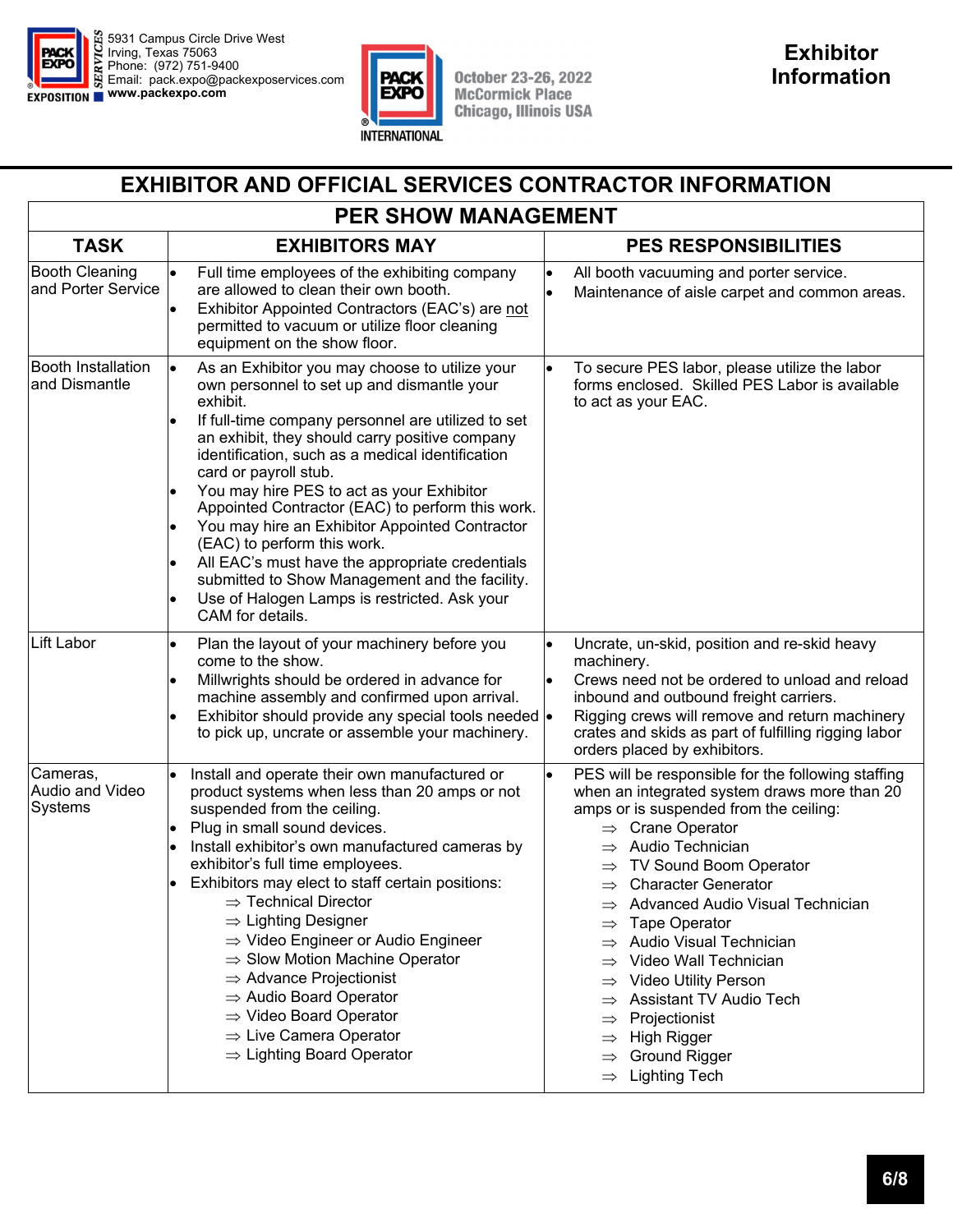PACK EXPO SERVICES
5931 Campus Circle Drive West
Irving, Texas 75063
Phone: (972) 751-9400
Email: pack.expo@packexposervices.com
www.packexpo.com

PACK EXPO INTERNATIONAL
October 23-26, 2022
McCormick Place
Chicago, Illinois USA

# Exhibitor Information

## EXHIBITOR AND OFFICIAL SERVICES CONTRACTOR INFORMATION

| PER SHOW MANAGEMENT | | |
|---|---|---|
| **TASK** | **EXHIBITORS MAY** | **PES RESPONSIBILITIES** |
| Booth Cleaning and Porter Service | • Full time employees of the exhibiting company are allowed to clean their own booth.<br>• Exhibitor Appointed Contractors (EAC's) are not permitted to vacuum or utilize floor cleaning equipment on the show floor. | • All booth vacuuming and porter service.<br>• Maintenance of aisle carpet and common areas. |
| Booth Installation and Dismantle | • As an Exhibitor you may choose to utilize your own personnel to set up and dismantle your exhibit.<br>• If full-time company personnel are utilized to set an exhibit, they should carry positive company identification, such as a medical identification card or payroll stub.<br>• You may hire PES to act as your Exhibitor Appointed Contractor (EAC) to perform this work.<br>• You may hire an Exhibitor Appointed Contractor (EAC) to perform this work.<br>• All EAC's must have the appropriate credentials submitted to Show Management and the facility.<br>• Use of Halogen Lamps is restricted. Ask your CAM for details. | • To secure PES labor, please utilize the labor forms enclosed. Skilled PES Labor is available to act as your EAC. |
| Lift Labor | • Plan the layout of your machinery before you come to the show.<br>• Millwrights should be ordered in advance for machine assembly and confirmed upon arrival.<br>• Exhibitor should provide any special tools needed to pick up, uncrate or assemble your machinery. | • Uncrate, un-skid, position and re-skid heavy machinery.<br>• Crews need not be ordered to unload and reload inbound and outbound freight carriers.<br>• Rigging crews will remove and return machinery crates and skids as part of fulfilling rigging labor orders placed by exhibitors. |
| Cameras, Audio and Video Systems | • Install and operate their own manufactured or product systems when less than 20 amps or not suspended from the ceiling.<br>• Plug in small sound devices.<br>• Install exhibitor's own manufactured cameras by exhibitor's full time employees.<br>• Exhibitors may elect to staff certain positions:<br>⇒ Technical Director<br>⇒ Lighting Designer<br>⇒ Video Engineer or Audio Engineer<br>⇒ Slow Motion Machine Operator<br>⇒ Advance Projectionist<br>⇒ Audio Board Operator<br>⇒ Video Board Operator<br>⇒ Live Camera Operator<br>⇒ Lighting Board Operator | • PES will be responsible for the following staffing when an integrated system draws more than 20 amps or is suspended from the ceiling:<br>⇒ Crane Operator<br>⇒ Audio Technician<br>⇒ TV Sound Boom Operator<br>⇒ Character Generator<br>⇒ Advanced Audio Visual Technician<br>⇒ Tape Operator<br>⇒ Audio Visual Technician<br>⇒ Video Wall Technician<br>⇒ Video Utility Person<br>⇒ Assistant TV Audio Tech<br>⇒ Projectionist<br>⇒ High Rigger<br>⇒ Ground Rigger<br>⇒ Lighting Tech |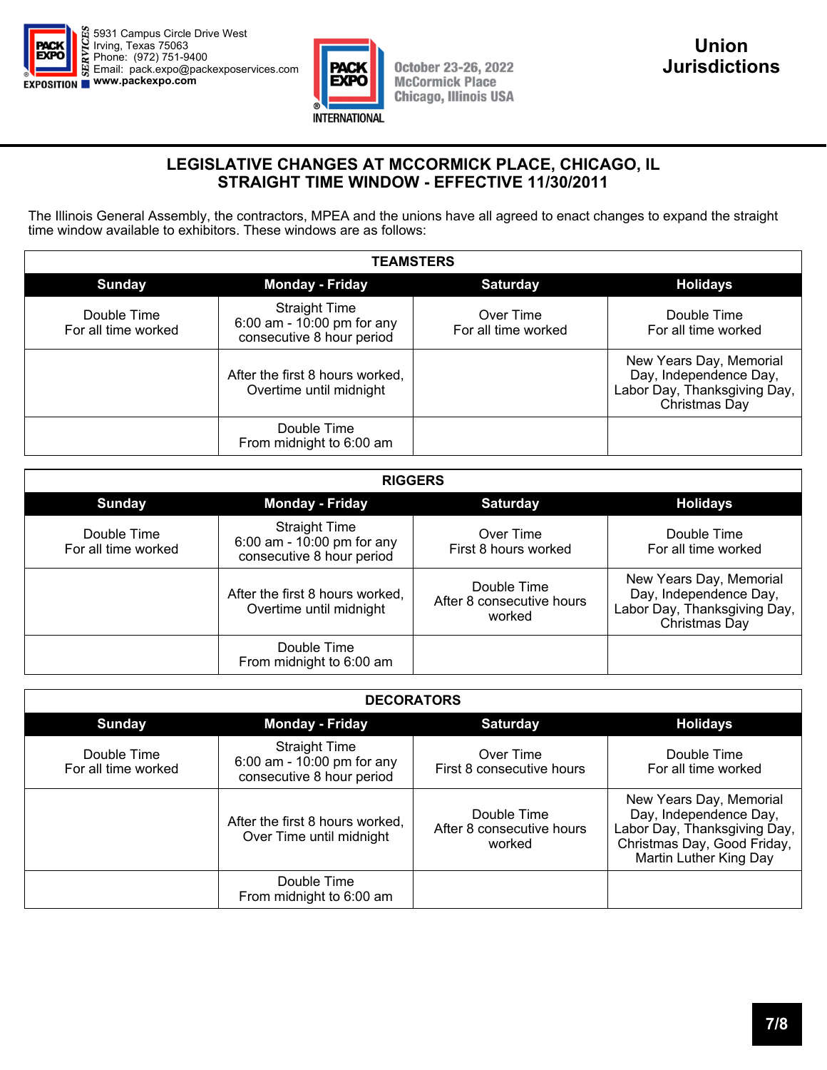5931 Campus Circle Drive West
Irving, Texas 75063
Phone: (972) 751-9400
Email: pack.expo@packexposervices.com
www.packexpo.com

October 23-26, 2022
McCormick Place
Chicago, Illinois USA

# Union Jurisdictions

## LEGISLATIVE CHANGES AT MCCORMICK PLACE, CHICAGO, IL
## STRAIGHT TIME WINDOW - EFFECTIVE 11/30/2011

The Illinois General Assembly, the contractors, MPEA and the unions have all agreed to enact changes to expand the straight time window available to exhibitors. These windows are as follows:

**TEAMSTERS**

| Sunday | Monday - Friday | Saturday | Holidays |
|---|---|---|---|
| Double Time<br>For all time worked | Straight Time<br>6:00 am - 10:00 pm for any consecutive 8 hour period | Over Time<br>For all time worked | Double Time<br>For all time worked |
| | After the first 8 hours worked, Overtime until midnight | | New Years Day, Memorial Day, Independence Day, Labor Day, Thanksgiving Day, Christmas Day |
| | Double Time<br>From midnight to 6:00 am | | |

**RIGGERS**

| Sunday | Monday - Friday | Saturday | Holidays |
|---|---|---|---|
| Double Time<br>For all time worked | Straight Time<br>6:00 am - 10:00 pm for any consecutive 8 hour period | Over Time<br>First 8 hours worked | Double Time<br>For all time worked |
| | After the first 8 hours worked, Overtime until midnight | Double Time<br>After 8 consecutive hours worked | New Years Day, Memorial Day, Independence Day, Labor Day, Thanksgiving Day, Christmas Day |
| | Double Time<br>From midnight to 6:00 am | | |

**DECORATORS**

| Sunday | Monday - Friday | Saturday | Holidays |
|---|---|---|---|
| Double Time<br>For all time worked | Straight Time<br>6:00 am - 10:00 pm for any consecutive 8 hour period | Over Time<br>First 8 consecutive hours | Double Time<br>For all time worked |
| | After the first 8 hours worked, Over Time until midnight | Double Time<br>After 8 consecutive hours worked | New Years Day, Memorial Day, Independence Day, Labor Day, Thanksgiving Day, Christmas Day, Good Friday, Martin Luther King Day |
| | Double Time<br>From midnight to 6:00 am | | |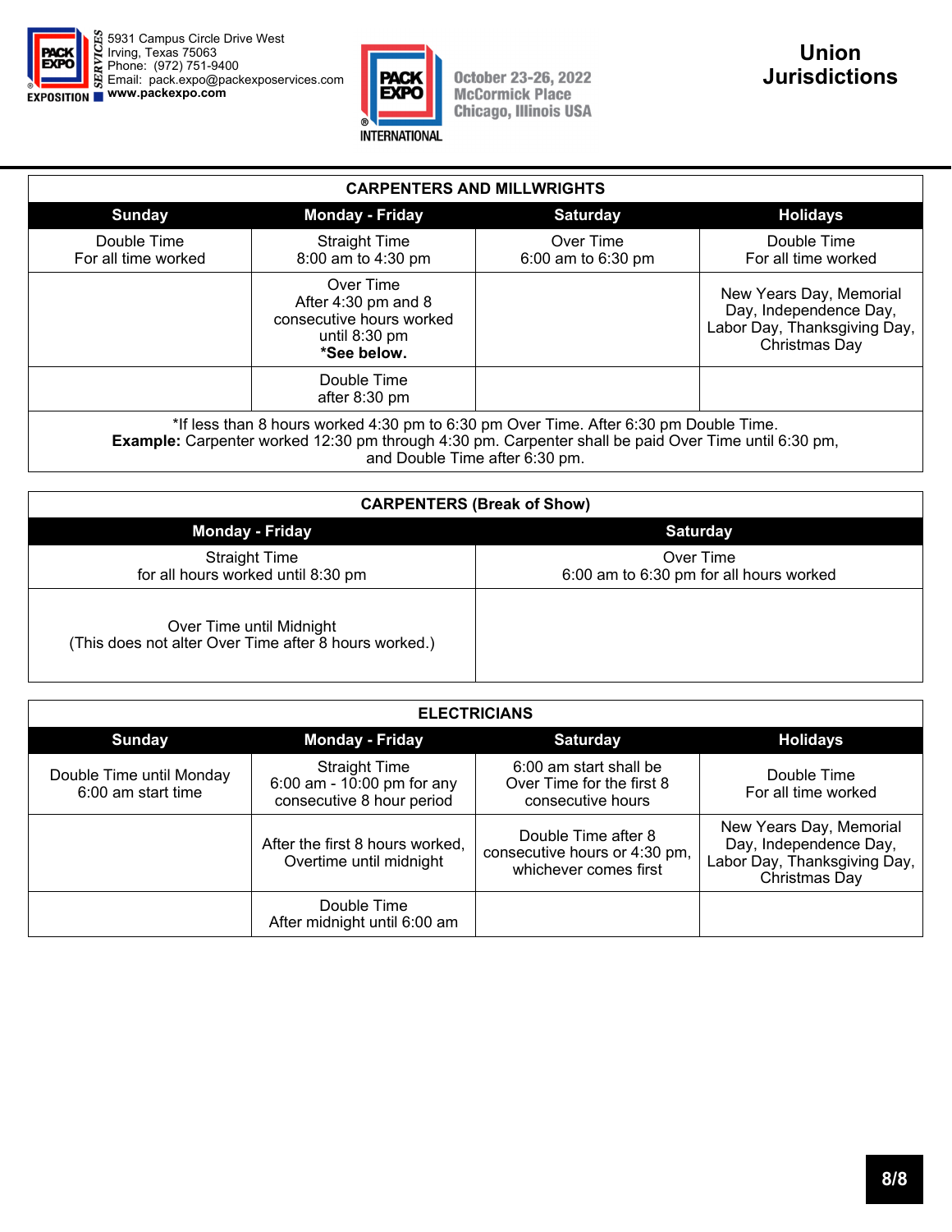5931 Campus Circle Drive West
Irving, Texas 75063
Phone: (972) 751-9400
Email: pack.expo@packexposervices.com
www.packexpo.com

October 23-26, 2022
McCormick Place
Chicago, Illinois USA

# Union Jurisdictions

## CARPENTERS AND MILLWRIGHTS

| Sunday | Monday - Friday | Saturday | Holidays |
|---|---|---|---|
| Double Time<br>For all time worked | Straight Time<br>8:00 am to 4:30 pm | Over Time<br>6:00 am to 6:30 pm | Double Time<br>For all time worked |
| | Over Time<br>After 4:30 pm and 8 consecutive hours worked until 8:30 pm<br>**\*See below.** | | New Years Day, Memorial Day, Independence Day, Labor Day, Thanksgiving Day, Christmas Day |
| | Double Time<br>after 8:30 pm | | |

*If less than 8 hours worked 4:30 pm to 6:30 pm Over Time. After 6:30 pm Double Time.
**Example:** Carpenter worked 12:30 pm through 4:30 pm. Carpenter shall be paid Over Time until 6:30 pm, and Double Time after 6:30 pm.

## CARPENTERS (Break of Show)

| Monday - Friday | Saturday |
|---|---|
| Straight Time<br>for all hours worked until 8:30 pm | Over Time<br>6:00 am to 6:30 pm for all hours worked |
| Over Time until Midnight<br>(This does not alter Over Time after 8 hours worked.) | |

## ELECTRICIANS

| Sunday | Monday - Friday | Saturday | Holidays |
|---|---|---|---|
| Double Time until Monday 6:00 am start time | Straight Time<br>6:00 am - 10:00 pm for any consecutive 8 hour period | 6:00 am start shall be Over Time for the first 8 consecutive hours | Double Time<br>For all time worked |
| | After the first 8 hours worked, Overtime until midnight | Double Time after 8 consecutive hours or 4:30 pm, whichever comes first | New Years Day, Memorial Day, Independence Day, Labor Day, Thanksgiving Day, Christmas Day |
| | Double Time<br>After midnight until 6:00 am | | |